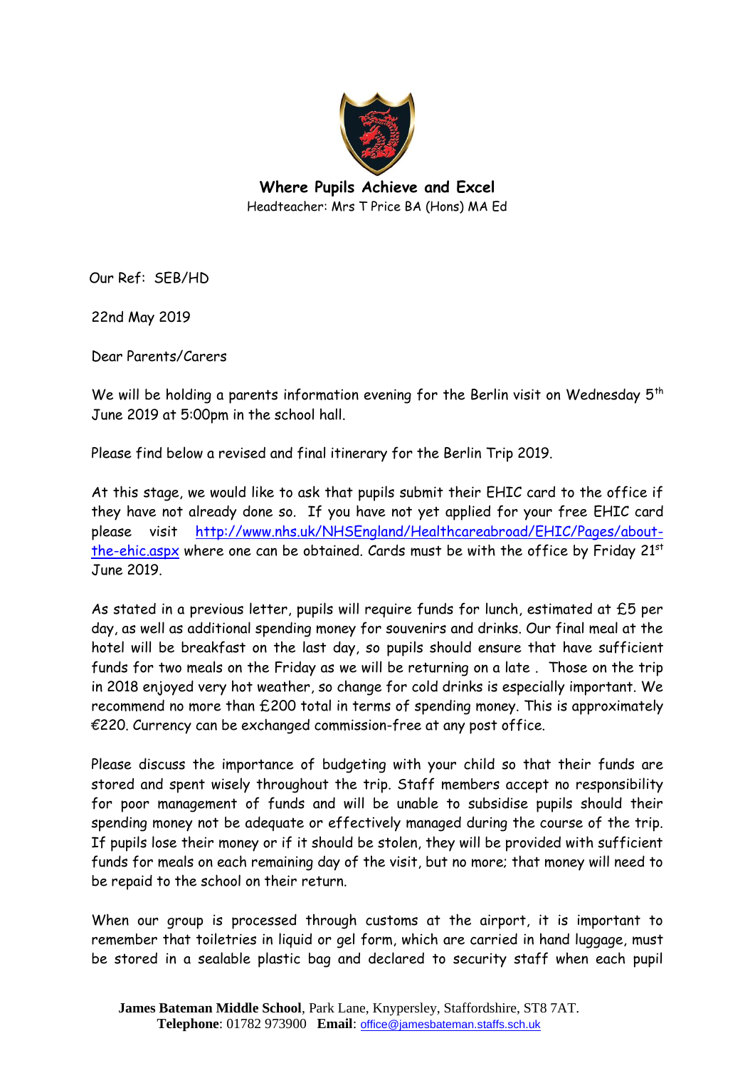**Where Pupils Achieve and Excel**

Headteacher: Mrs T Price BA (Hons) MA Ed

Our Ref: SEB/HD

22nd May 2019

Dear Parents/Carers

We will be holding a parents information evening for the Berlin visit on Wednesday 5th June 2019 at 5:00pm in the school hall.

Please find below a revised and final itinerary for the Berlin Trip 2019.

At this stage, we would like to ask that pupils submit their EHIC card to the office if they have not already done so. If you have not yet applied for your free EHIC card please visit [http://www.nhs.uk/NHSEngland/Healthcareabroad/EHIC/Pages/about-the-ehic.aspx](http://www.nhs.uk/NHSEngland/Healthcareabroad/EHIC/Pages/about-the-ehic.aspx) where one can be obtained. Cards must be with the office by Friday 21st June 2019.

As stated in a previous letter, pupils will require funds for lunch, estimated at £5 per day, as well as additional spending money for souvenirs and drinks. Our final meal at the hotel will be breakfast on the last day, so pupils should ensure that have sufficient funds for two meals on the Friday as we will be returning on a late . Those on the trip in 2018 enjoyed very hot weather, so change for cold drinks is especially important. We recommend no more than £200 total in terms of spending money. This is approximately €220. Currency can be exchanged commission-free at any post office.

Please discuss the importance of budgeting with your child so that their funds are stored and spent wisely throughout the trip. Staff members accept no responsibility for poor management of funds and will be unable to subsidise pupils should their spending money not be adequate or effectively managed during the course of the trip. If pupils lose their money or if it should be stolen, they will be provided with sufficient funds for meals on each remaining day of the visit, but no more; that money will need to be repaid to the school on their return.

When our group is processed through customs at the airport, it is important to remember that toiletries in liquid or gel form, which are carried in hand luggage, must be stored in a sealable plastic bag and declared to security staff when each pupil

**James Bateman Middle School**, Park Lane, Knypersley, Staffordshire, ST8 7AT.
**Telephone**: 01782 973900 **Email**: office@jamesbateman.staffs.sch.uk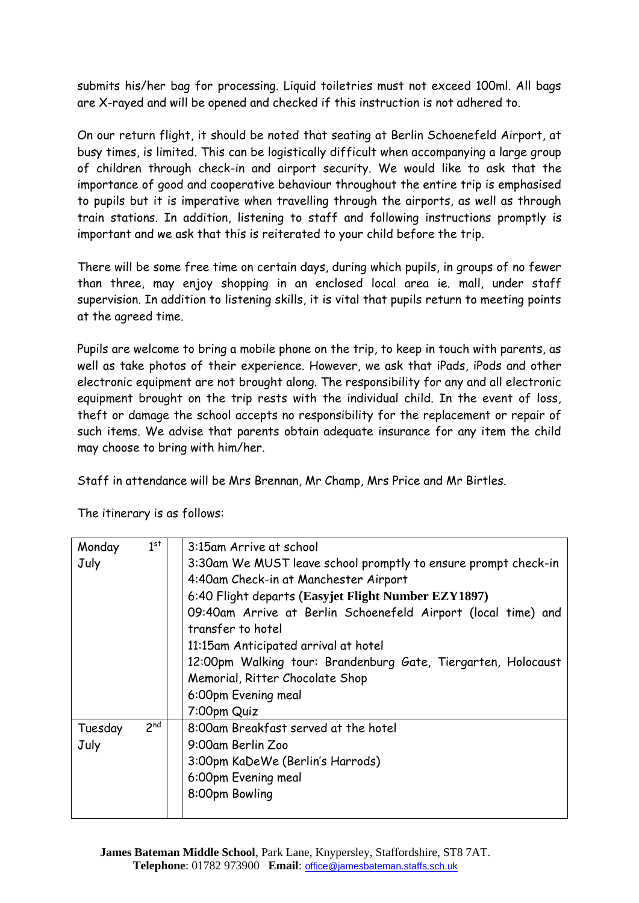submits his/her bag for processing. Liquid toiletries must not exceed 100ml. All bags are X-rayed and will be opened and checked if this instruction is not adhered to.

On our return flight, it should be noted that seating at Berlin Schoenefeld Airport, at busy times, is limited. This can be logistically difficult when accompanying a large group of children through check-in and airport security. We would like to ask that the importance of good and cooperative behaviour throughout the entire trip is emphasised to pupils but it is imperative when travelling through the airports, as well as through train stations. In addition, listening to staff and following instructions promptly is important and we ask that this is reiterated to your child before the trip.

There will be some free time on certain days, during which pupils, in groups of no fewer than three, may enjoy shopping in an enclosed local area ie. mall, under staff supervision. In addition to listening skills, it is vital that pupils return to meeting points at the agreed time.

Pupils are welcome to bring a mobile phone on the trip, to keep in touch with parents, as well as take photos of their experience. However, we ask that iPads, iPods and other electronic equipment are not brought along. The responsibility for any and all electronic equipment brought on the trip rests with the individual child. In the event of loss, theft or damage the school accepts no responsibility for the replacement or repair of such items. We advise that parents obtain adequate insurance for any item the child may choose to bring with him/her.

Staff in attendance will be Mrs Brennan, Mr Champ, Mrs Price and Mr Birtles.

The itinerary is as follows:

| Day | |
|---|---|
| Monday 1st July | 3:15am Arrive at school<br>3:30am We MUST leave school promptly to ensure prompt check-in<br>4:40am Check-in at Manchester Airport<br>6:40 Flight departs (**Easyjet Flight Number EZY1897**)<br>09:40am Arrive at Berlin Schoenefeld Airport (local time) and transfer to hotel<br>11:15am Anticipated arrival at hotel<br>12:00pm Walking tour: Brandenburg Gate, Tiergarten, Holocaust Memorial, Ritter Chocolate Shop<br>6:00pm Evening meal<br>7:00pm Quiz |
| Tuesday 2nd July | 8:00am Breakfast served at the hotel<br>9:00am Berlin Zoo<br>3:00pm KaDeWe (Berlin's Harrods)<br>6:00pm Evening meal<br>8:00pm Bowling |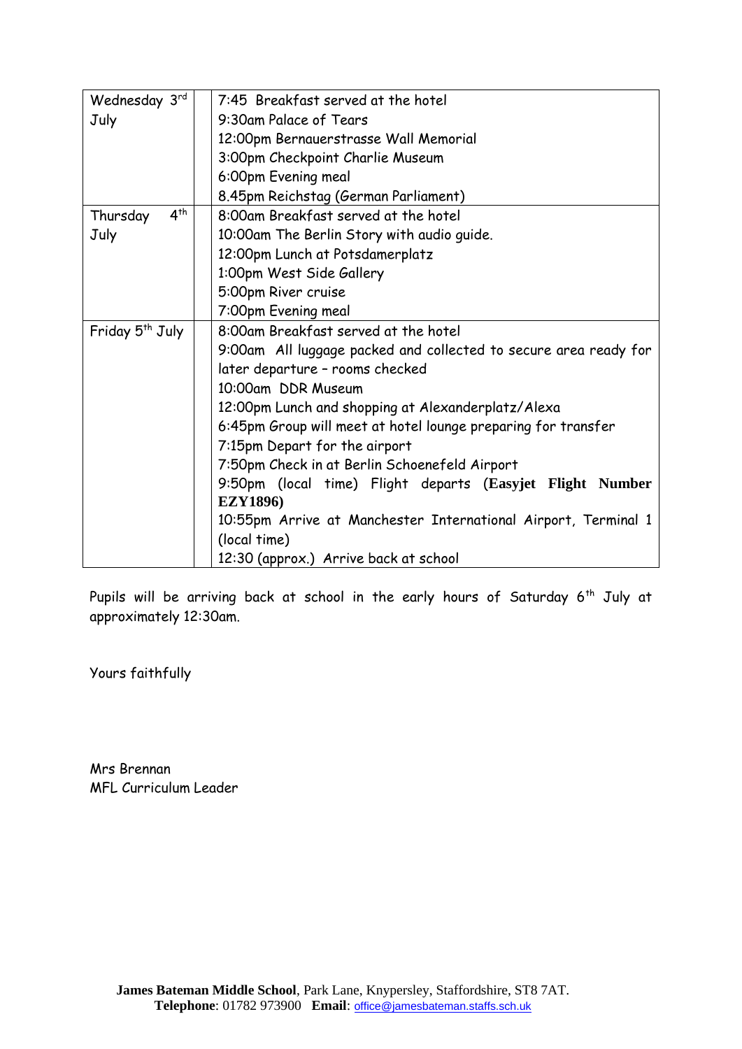| | |
|---|---|
| Wednesday 3rd July | 7:45 Breakfast served at the hotel<br>9:30am Palace of Tears<br>12:00pm Bernauerstrasse Wall Memorial<br>3:00pm Checkpoint Charlie Museum<br>6:00pm Evening meal<br>8.45pm Reichstag (German Parliament) |
| Thursday 4th July | 8:00am Breakfast served at the hotel<br>10:00am The Berlin Story with audio guide.<br>12:00pm Lunch at Potsdamerplatz<br>1:00pm West Side Gallery<br>5:00pm River cruise<br>7:00pm Evening meal |
| Friday 5th July | 8:00am Breakfast served at the hotel<br>9:00am All luggage packed and collected to secure area ready for later departure – rooms checked<br>10:00am DDR Museum<br>12:00pm Lunch and shopping at Alexanderplatz/Alexa<br>6:45pm Group will meet at hotel lounge preparing for transfer<br>7:15pm Depart for the airport<br>7:50pm Check in at Berlin Schoenefeld Airport<br>9:50pm (local time) Flight departs (**Easyjet Flight Number EZY1896)**<br>10:55pm Arrive at Manchester International Airport, Terminal 1 (local time)<br>12:30 (approx.) Arrive back at school |

Pupils will be arriving back at school in the early hours of Saturday 6th July at approximately 12:30am.

Yours faithfully

Mrs Brennan
MFL Curriculum Leader

**James Bateman Middle School**, Park Lane, Knypersley, Staffordshire, ST8 7AT.
**Telephone**: 01782 973900 **Email**: office@jamesbateman.staffs.sch.uk